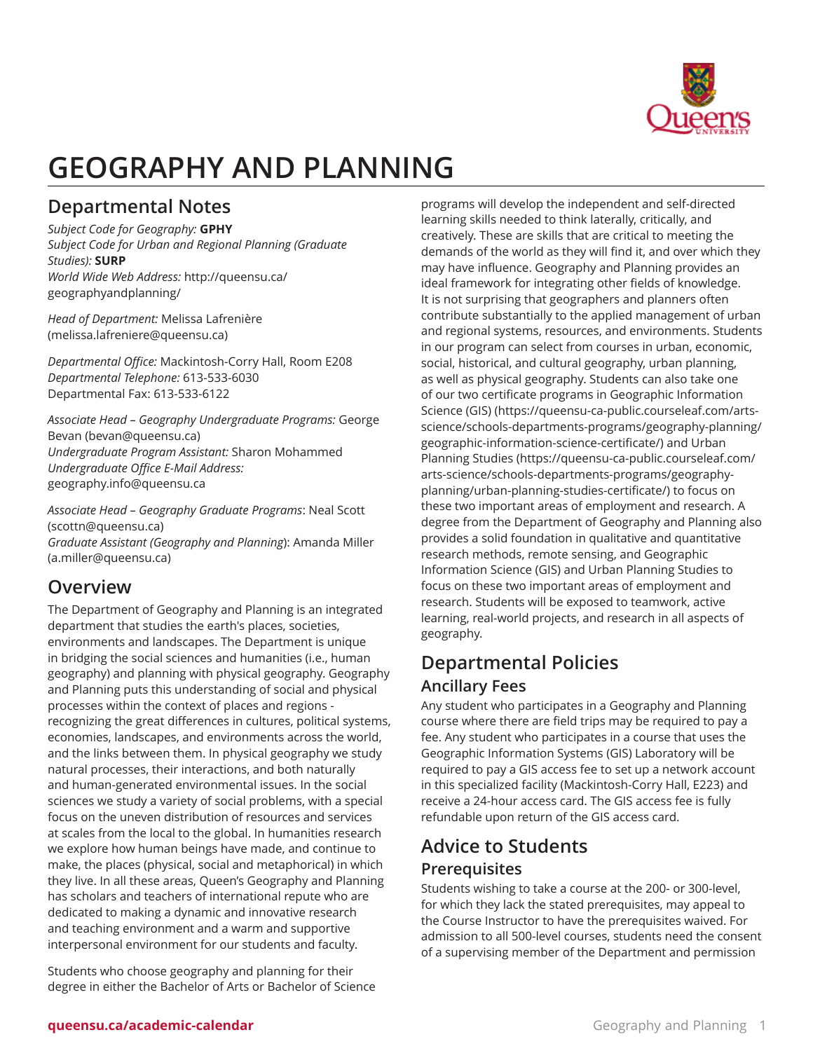# GEOGRAPHY AND PLANNING

## Departmental Notes

*Subject Code for Geography:* **GPHY**
*Subject Code for Urban and Regional Planning (Graduate Studies):* **SURP**
*World Wide Web Address:* http://queensu.ca/geographyandplanning/

*Head of Department:* Melissa Lafrenière (melissa.lafreniere@queensu.ca)

*Departmental Office:* Mackintosh-Corry Hall, Room E208
*Departmental Telephone:* 613-533-6030
Departmental Fax: 613-533-6122

*Associate Head – Geography Undergraduate Programs:* George Bevan (bevan@queensu.ca)
*Undergraduate Program Assistant:* Sharon Mohammed
*Undergraduate Office E-Mail Address:* geography.info@queensu.ca

*Associate Head – Geography Graduate Programs*: Neal Scott (scottn@queensu.ca)
*Graduate Assistant (Geography and Planning)*: Amanda Miller (a.miller@queensu.ca)

## Overview

The Department of Geography and Planning is an integrated department that studies the earth's places, societies, environments and landscapes. The Department is unique in bridging the social sciences and humanities (i.e., human geography) and planning with physical geography. Geography and Planning puts this understanding of social and physical processes within the context of places and regions - recognizing the great differences in cultures, political systems, economies, landscapes, and environments across the world, and the links between them. In physical geography we study natural processes, their interactions, and both naturally and human-generated environmental issues. In the social sciences we study a variety of social problems, with a special focus on the uneven distribution of resources and services at scales from the local to the global. In humanities research we explore how human beings have made, and continue to make, the places (physical, social and metaphorical) in which they live. In all these areas, Queen's Geography and Planning has scholars and teachers of international repute who are dedicated to making a dynamic and innovative research and teaching environment and a warm and supportive interpersonal environment for our students and faculty.

Students who choose geography and planning for their degree in either the Bachelor of Arts or Bachelor of Science programs will develop the independent and self-directed learning skills needed to think laterally, critically, and creatively. These are skills that are critical to meeting the demands of the world as they will find it, and over which they may have influence. Geography and Planning provides an ideal framework for integrating other fields of knowledge. It is not surprising that geographers and planners often contribute substantially to the applied management of urban and regional systems, resources, and environments. Students in our program can select from courses in urban, economic, social, historical, and cultural geography, urban planning, as well as physical geography. Students can also take one of our two certificate programs in Geographic Information Science (GIS) (https://queensu-ca-public.courseleaf.com/arts-science/schools-departments-programs/geography-planning/geographic-information-science-certificate/) and Urban Planning Studies (https://queensu-ca-public.courseleaf.com/arts-science/schools-departments-programs/geography-planning/urban-planning-studies-certificate/) to focus on these two important areas of employment and research. A degree from the Department of Geography and Planning also provides a solid foundation in qualitative and quantitative research methods, remote sensing, and Geographic Information Science (GIS) and Urban Planning Studies to focus on these two important areas of employment and research. Students will be exposed to teamwork, active learning, real-world projects, and research in all aspects of geography.

## Departmental Policies

### Ancillary Fees

Any student who participates in a Geography and Planning course where there are field trips may be required to pay a fee. Any student who participates in a course that uses the Geographic Information Systems (GIS) Laboratory will be required to pay a GIS access fee to set up a network account in this specialized facility (Mackintosh-Corry Hall, E223) and receive a 24-hour access card. The GIS access fee is fully refundable upon return of the GIS access card.

## Advice to Students

### Prerequisites

Students wishing to take a course at the 200- or 300-level, for which they lack the stated prerequisites, may appeal to the Course Instructor to have the prerequisites waived. For admission to all 500-level courses, students need the consent of a supervising member of the Department and permission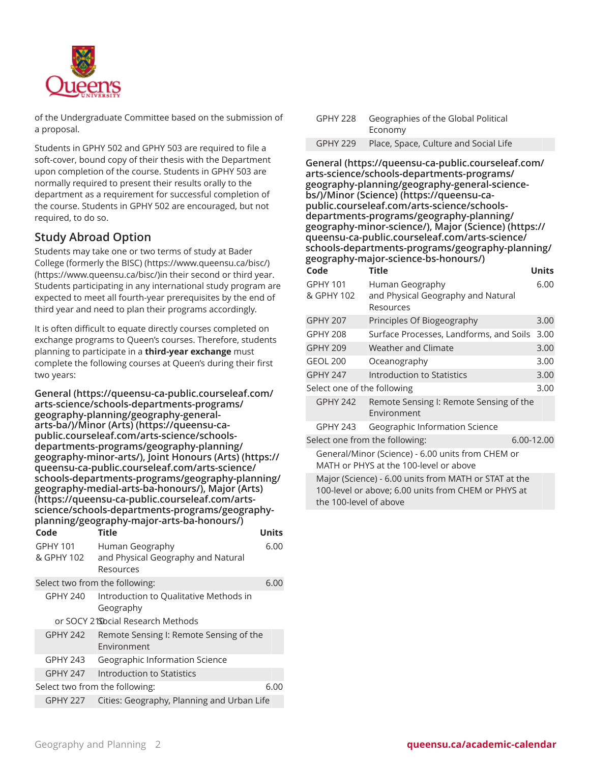of the Undergraduate Committee based on the submission of a proposal.

Students in GPHY 502 and GPHY 503 are required to file a soft-cover, bound copy of their thesis with the Department upon completion of the course. Students in GPHY 503 are normally required to present their results orally to the department as a requirement for successful completion of the course. Students in GPHY 502 are encouraged, but not required, to do so.

## Study Abroad Option

Students may take one or two terms of study at Bader College (formerly the BISC) (https://www.queensu.ca/bisc/) (https://www.queensu.ca/bisc/)in their second or third year. Students participating in any international study program are expected to meet all fourth-year prerequisites by the end of third year and need to plan their programs accordingly.

It is often difficult to equate directly courses completed on exchange programs to Queen's courses. Therefore, students planning to participate in a **third-year exchange** must complete the following courses at Queen's during their first two years:

**General (https://queensu-ca-public.courseleaf.com/arts-science/schools-departments-programs/geography-planning/geography-general-arts-ba/)/Minor (Arts) (https://queensu-ca-public.courseleaf.com/arts-science/schools-departments-programs/geography-planning/geography-minor-arts/), Joint Honours (Arts) (https://queensu-ca-public.courseleaf.com/arts-science/schools-departments-programs/geography-planning/geography-medial-arts-ba-honours/), Major (Arts) (https://queensu-ca-public.courseleaf.com/arts-science/schools-departments-programs/geography-planning/geography-major-arts-ba-honours/)**

| Code | Title | Units |
|---|---|---|
| GPHY 101 & GPHY 102 | Human Geography and Physical Geography and Natural Resources | 6.00 |
| Select two from the following: | | 6.00 |
| GPHY 240 | Introduction to Qualitative Methods in Geography | |
| or SOCY 210 | Social Research Methods | |
| GPHY 242 | Remote Sensing I: Remote Sensing of the Environment | |
| GPHY 243 | Geographic Information Science | |
| GPHY 247 | Introduction to Statistics | |
| Select two from the following: | | 6.00 |
| GPHY 227 | Cities: Geography, Planning and Urban Life | |
| GPHY 228 | Geographies of the Global Political Economy | |
| GPHY 229 | Place, Space, Culture and Social Life | |

**General (https://queensu-ca-public.courseleaf.com/arts-science/schools-departments-programs/geography-planning/geography-general-science-bs/)/Minor (Science) (https://queensu-ca-public.courseleaf.com/arts-science/schools-departments-programs/geography-planning/geography-minor-science/), Major (Science) (https://queensu-ca-public.courseleaf.com/arts-science/schools-departments-programs/geography-planning/geography-major-science-bs-honours/)**

| Code | Title | Units |
|---|---|---|
| GPHY 101 & GPHY 102 | Human Geography and Physical Geography and Natural Resources | 6.00 |
| GPHY 207 | Principles Of Biogeography | 3.00 |
| GPHY 208 | Surface Processes, Landforms, and Soils | 3.00 |
| GPHY 209 | Weather and Climate | 3.00 |
| GEOL 200 | Oceanography | 3.00 |
| GPHY 247 | Introduction to Statistics | 3.00 |
| Select one of the following | | 3.00 |
| GPHY 242 | Remote Sensing I: Remote Sensing of the Environment | |
| GPHY 243 | Geographic Information Science | |
| Select one from the following: | | 6.00-12.00 |
| General/Minor (Science) - 6.00 units from CHEM or MATH or PHYS at the 100-level or above | | |
| Major (Science) - 6.00 units from MATH or STAT at the 100-level or above; 6.00 units from CHEM or PHYS at the 100-level of above | | |